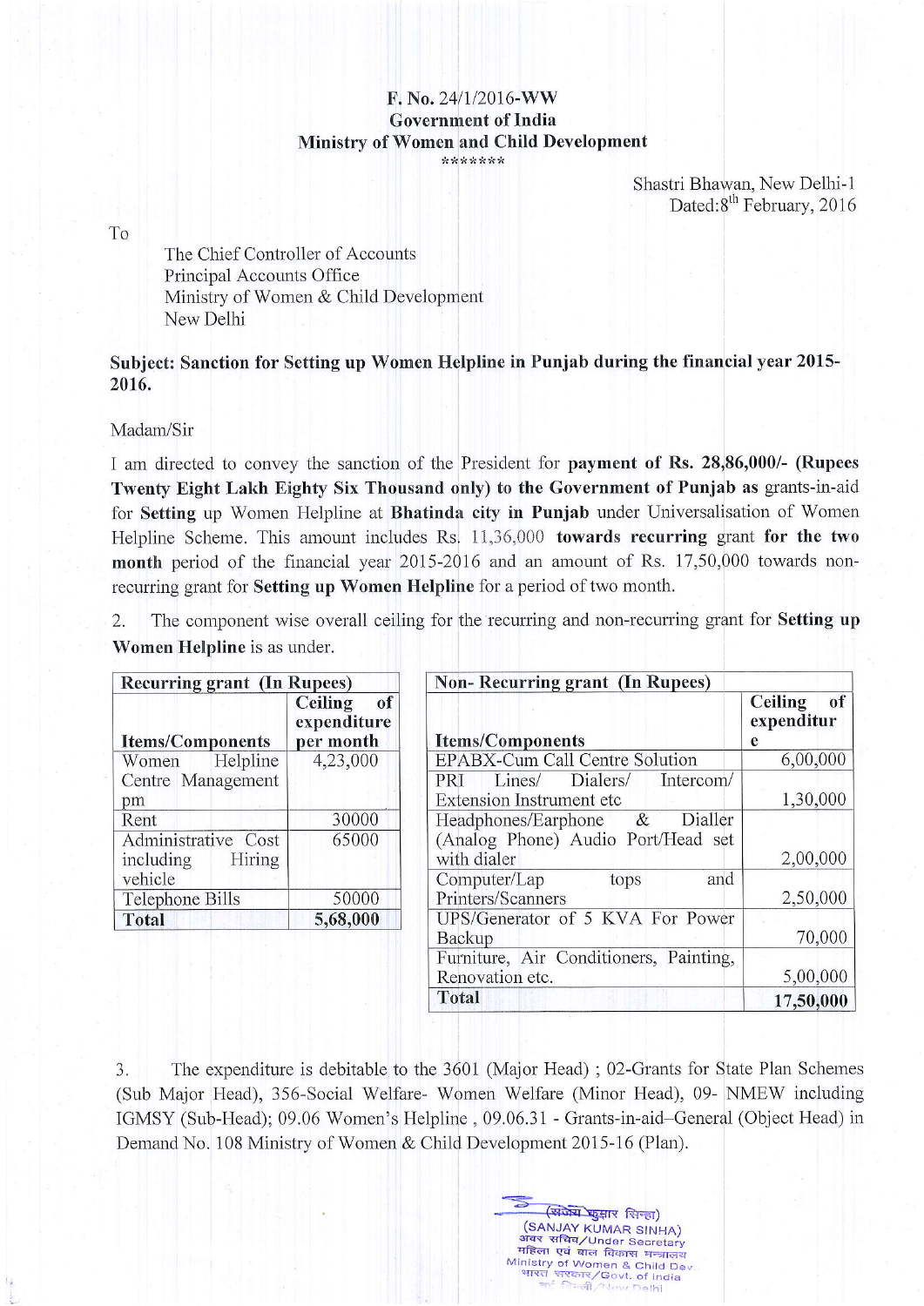**F. No. 24/1/2016-WW**
**Government of India**
**Ministry of Women and Child Development**
\*\*\*\*\*\*\*

Shastri Bhawan, New Delhi-1
Dated:8th February, 2016

To

The Chief Controller of Accounts
Principal Accounts Office
Ministry of Women & Child Development
New Delhi

**Subject: Sanction for Setting up Women Helpline in Punjab during the financial year 2015-2016.**

Madam/Sir

I am directed to convey the sanction of the President for **payment of Rs. 28,86,000/- (Rupees Twenty Eight Lakh Eighty Six Thousand only) to the Government of Punjab as** grants-in-aid for **Setting** up Women Helpline at **Bhatinda city in Punjab** under Universalisation of Women Helpline Scheme. This amount includes Rs. 11,36,000 **towards recurring** grant **for the two month** period of the financial year 2015-2016 and an amount of Rs. 17,50,000 towards non-recurring grant for **Setting up Women Helpline** for a period of two month.

2. The component wise overall ceiling for the recurring and non-recurring grant for **Setting up Women Helpline** is as under.

| **Recurring grant (In Rupees)** | |
|---|---|
| **Items/Components** | **Ceiling of expenditure per month** |
| Women Helpline Centre Management pm | 4,23,000 |
| Rent | 30000 |
| Administrative Cost including Hiring vehicle | 65000 |
| Telephone Bills | 50000 |
| **Total** | **5,68,000** |

| **Non- Recurring grant (In Rupees)** | |
|---|---|
| **Items/Components** | **Ceiling of expenditure** |
| EPABX-Cum Call Centre Solution | 6,00,000 |
| PRI Lines/ Dialers/ Intercom/ Extension Instrument etc | 1,30,000 |
| Headphones/Earphone & Dialler (Analog Phone) Audio Port/Head set with dialer | 2,00,000 |
| Computer/Lap tops and Printers/Scanners | 2,50,000 |
| UPS/Generator of 5 KVA For Power Backup | 70,000 |
| Furniture, Air Conditioners, Painting, Renovation etc. | 5,00,000 |
| **Total** | **17,50,000** |

3. The expenditure is debitable to the 3601 (Major Head) ; 02-Grants for State Plan Schemes (Sub Major Head), 356-Social Welfare- Women Welfare (Minor Head), 09- NMEW including IGMSY (Sub-Head); 09.06 Women's Helpline , 09.06.31 - Grants-in-aid–General (Object Head) in Demand No. 108 Ministry of Women & Child Development 2015-16 (Plan).

(संजय कुमार सिन्हा)
(SANJAY KUMAR SINHA)
अवर सचिव/Under Secretary
महिला एवं बाल विकास मन्त्रालय
Ministry of Women & Child Dev.
भारत सरकार/Govt. of India
नई दिल्ली/New Delhi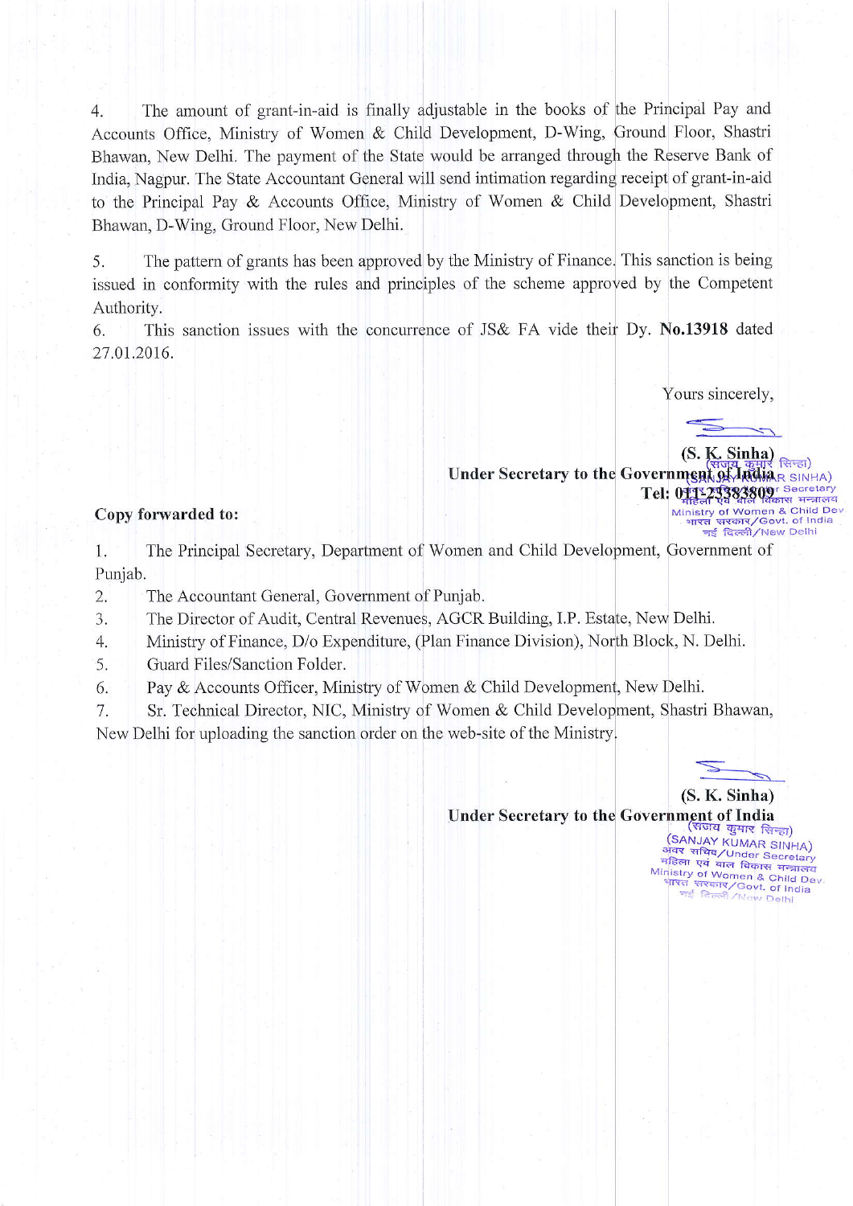4. The amount of grant-in-aid is finally adjustable in the books of the Principal Pay and Accounts Office, Ministry of Women & Child Development, D-Wing, Ground Floor, Shastri Bhawan, New Delhi. The payment of the State would be arranged through the Reserve Bank of India, Nagpur. The State Accountant General will send intimation regarding receipt of grant-in-aid to the Principal Pay & Accounts Office, Ministry of Women & Child Development, Shastri Bhawan, D-Wing, Ground Floor, New Delhi.

5. The pattern of grants has been approved by the Ministry of Finance. This sanction is being issued in conformity with the rules and principles of the scheme approved by the Competent Authority.

6. This sanction issues with the concurrence of JS& FA vide their Dy. **No.13918** dated 27.01.2016.

Yours sincerely,

**(S. K. Sinha)**
**Under Secretary to the Government of India**
**Tel: 011-23383809**

(संजय कुमार सिन्हा)
(SANJAY KUMAR SINHA)
अवर सचिव/Under Secretary
महिला एवं बाल विकास मन्त्रालय
Ministry of Women & Child Dev.
भारत सरकार/Govt. of India
नई दिल्ली/New Delhi

**Copy forwarded to:**

1. The Principal Secretary, Department of Women and Child Development, Government of Punjab.
2. The Accountant General, Government of Punjab.
3. The Director of Audit, Central Revenues, AGCR Building, I.P. Estate, New Delhi.
4. Ministry of Finance, D/o Expenditure, (Plan Finance Division), North Block, N. Delhi.
5. Guard Files/Sanction Folder.
6. Pay & Accounts Officer, Ministry of Women & Child Development, New Delhi.
7. Sr. Technical Director, NIC, Ministry of Women & Child Development, Shastri Bhawan, New Delhi for uploading the sanction order on the web-site of the Ministry.

**(S. K. Sinha)**
**Under Secretary to the Government of India**

(संजय कुमार सिन्हा)
(SANJAY KUMAR SINHA)
अवर सचिव/Under Secretary
महिला एवं बाल विकास मन्त्रालय
Ministry of Women & Child Dev.
भारत सरकार/Govt. of India
नई दिल्ली/New Delhi